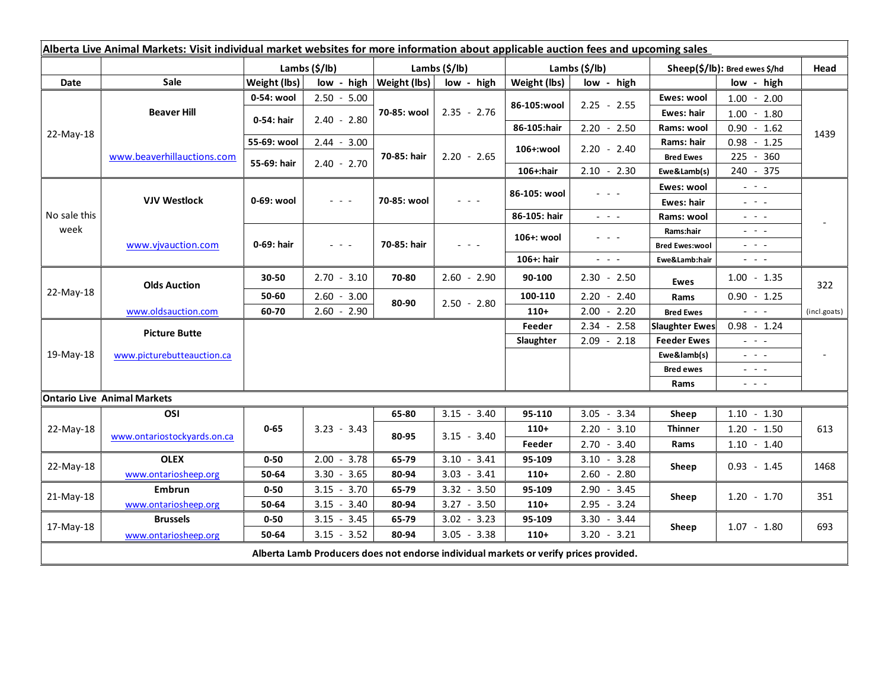**Alberta Live Animal Markets: Visit individual market websites for more information about applicable auction fees and upcoming sales**

| Date | Sale | Lambs ($/lb) Weight (lbs) | low - high | Lambs ($/lb) Weight (lbs) | low - high | Lambs ($/lb) Weight (lbs) | low - high | Sheep($/lb): Bred ewes $/hd | low - high | Head |
|---|---|---|---|---|---|---|---|---|---|---|
| 22-May-18 | Beaver Hill | 0-54: wool | 2.50 - 5.00 | 70-85: wool | 2.35 - 2.76 | 86-105:wool | 2.25 - 2.55 | Ewes: wool | 1.00 - 2.00 | 1439 |
| | | 0-54: hair | 2.40 - 2.80 | | | | | Ewes: hair | 1.00 - 1.80 | |
| | | | | | | 86-105:hair | 2.20 - 2.50 | Rams: wool | 0.90 - 1.62 | |
| | | 55-69: wool | 2.44 - 3.00 | 70-85: hair | 2.20 - 2.65 | 106+:wool | 2.20 - 2.40 | Rams: hair | 0.98 - 1.25 | |
| | www.beaverhillauctions.com | 55-69: hair | 2.40 - 2.70 | | | | | Bred Ewes | 225 - 360 | |
| | | | | | | 106+:hair | 2.10 - 2.30 | Ewe&Lamb(s) | 240 - 375 | |
| No sale this week | VJV Westlock | 0-69: wool | - - - | 70-85: wool | - - - | 86-105: wool | - - - | Ewes: wool | - - - | - |
| | | | | | | | | Ewes: hair | - - - | |
| | | | | | | 86-105: hair | - - - | Rams: wool | - - - | |
| | www.vjvauction.com | 0-69: hair | - - - | 70-85: hair | - - - | 106+: wool | - - - | Rams:hair | - - - | |
| | | | | | | | | Bred Ewes:wool | - - - | |
| | | | | | | 106+: hair | - - - | Ewe&Lamb:hair | - - - | |
| 22-May-18 | Olds Auction | 30-50 | 2.70 - 3.10 | 70-80 | 2.60 - 2.90 | 90-100 | 2.30 - 2.50 | Ewes | 1.00 - 1.35 | 322 |
| | | 50-60 | 2.60 - 3.00 | 80-90 | 2.50 - 2.80 | 100-110 | 2.20 - 2.40 | Rams | 0.90 - 1.25 | |
| | www.oldsauction.com | 60-70 | 2.60 - 2.90 | | | 110+ | 2.00 - 2.20 | Bred Ewes | - - - | (incl.goats) |
| 19-May-18 | Picture Butte | | | | | Feeder | 2.34 - 2.58 | Slaughter Ewes | 0.98 - 1.24 | - |
| | | | | | | Slaughter | 2.09 - 2.18 | Feeder Ewes | - - - | |
| | www.picturebutteauction.ca | | | | | | | Ewe&lamb(s) | - - - | |
| | | | | | | | | Bred ewes | - - - | |
| | | | | | | | | Rams | - - - | |
| **Ontario Live Animal Markets** | | | | | | | | | | |
| 22-May-18 | OSI | 0-65 | 3.23 - 3.43 | 65-80 | 3.15 - 3.40 | 95-110 | 3.05 - 3.34 | Sheep | 1.10 - 1.30 | 613 |
| | www.ontariostockyards.on.ca | | | 80-95 | 3.15 - 3.40 | 110+ | 2.20 - 3.10 | Thinner | 1.20 - 1.50 | |
| | | | | | | Feeder | 2.70 - 3.40 | Rams | 1.10 - 1.40 | |
| 22-May-18 | OLEX | 0-50 | 2.00 - 3.78 | 65-79 | 3.10 - 3.41 | 95-109 | 3.10 - 3.28 | Sheep | 0.93 - 1.45 | 1468 |
| | www.ontariosheep.org | 50-64 | 3.30 - 3.65 | 80-94 | 3.03 - 3.41 | 110+ | 2.60 - 2.80 | | | |
| 21-May-18 | Embrun | 0-50 | 3.15 - 3.70 | 65-79 | 3.32 - 3.50 | 95-109 | 2.90 - 3.45 | Sheep | 1.20 - 1.70 | 351 |
| | www.ontariosheep.org | 50-64 | 3.15 - 3.40 | 80-94 | 3.27 - 3.50 | 110+ | 2.95 - 3.24 | | | |
| 17-May-18 | Brussels | 0-50 | 3.15 - 3.45 | 65-79 | 3.02 - 3.23 | 95-109 | 3.30 - 3.44 | Sheep | 1.07 - 1.80 | 693 |
| | www.ontariosheep.org | 50-64 | 3.15 - 3.52 | 80-94 | 3.05 - 3.38 | 110+ | 3.20 - 3.21 | | | |

**Alberta Lamb Producers does not endorse individual markets or verify prices provided.**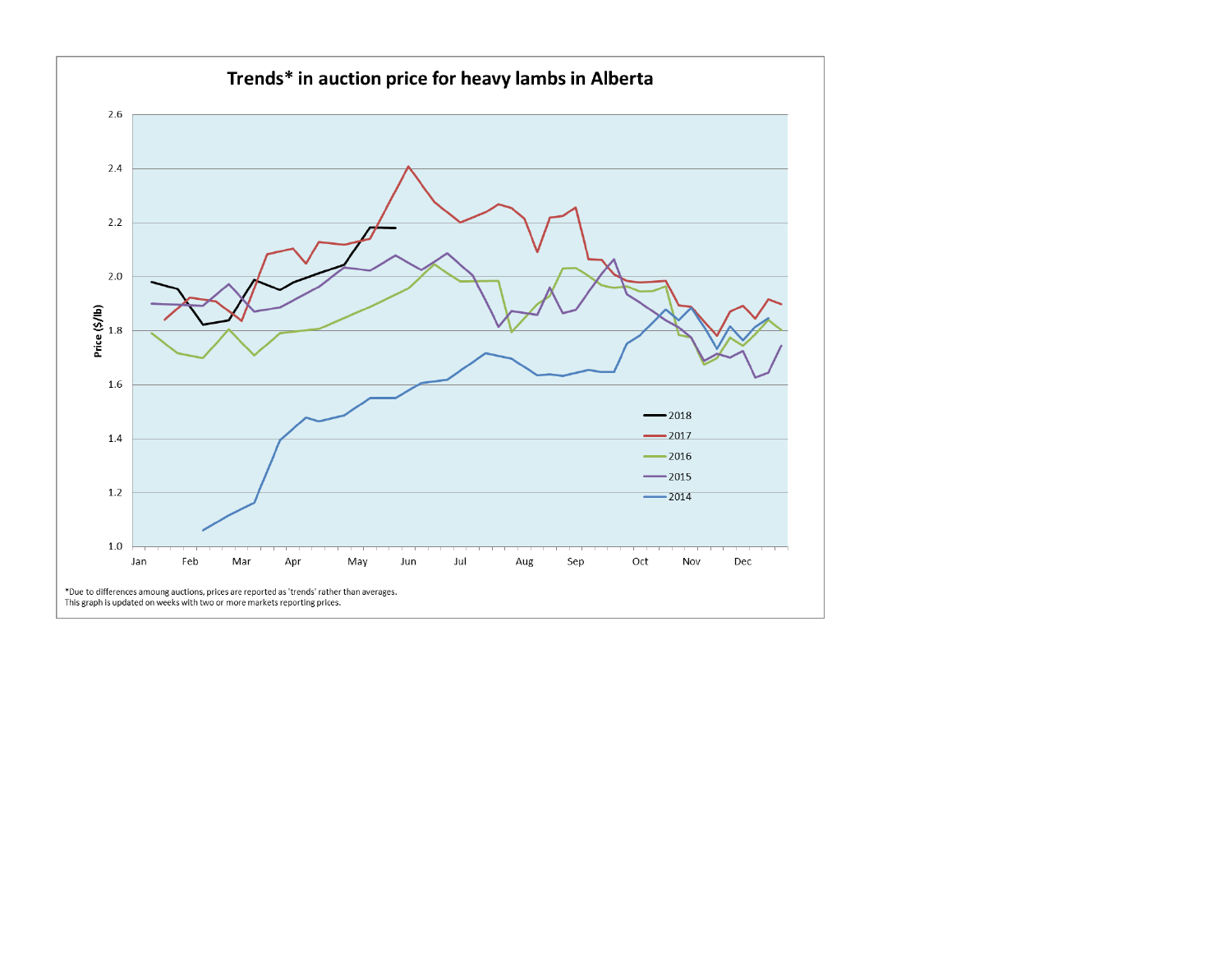## Trends* in auction price for heavy lambs in Alberta

Price ($/lb)

2.6
2.4
2.2
2.0
1.8
1.6
1.4
1.2
1.0

Jan Feb Mar Apr May Jun Jul Aug Sep Oct Nov Dec

2018
2017
2016
2015
2014

*Due to differences amoung auctions, prices are reported as 'trends' rather than averages.
This graph is updated on weeks with two or more markets reporting prices.